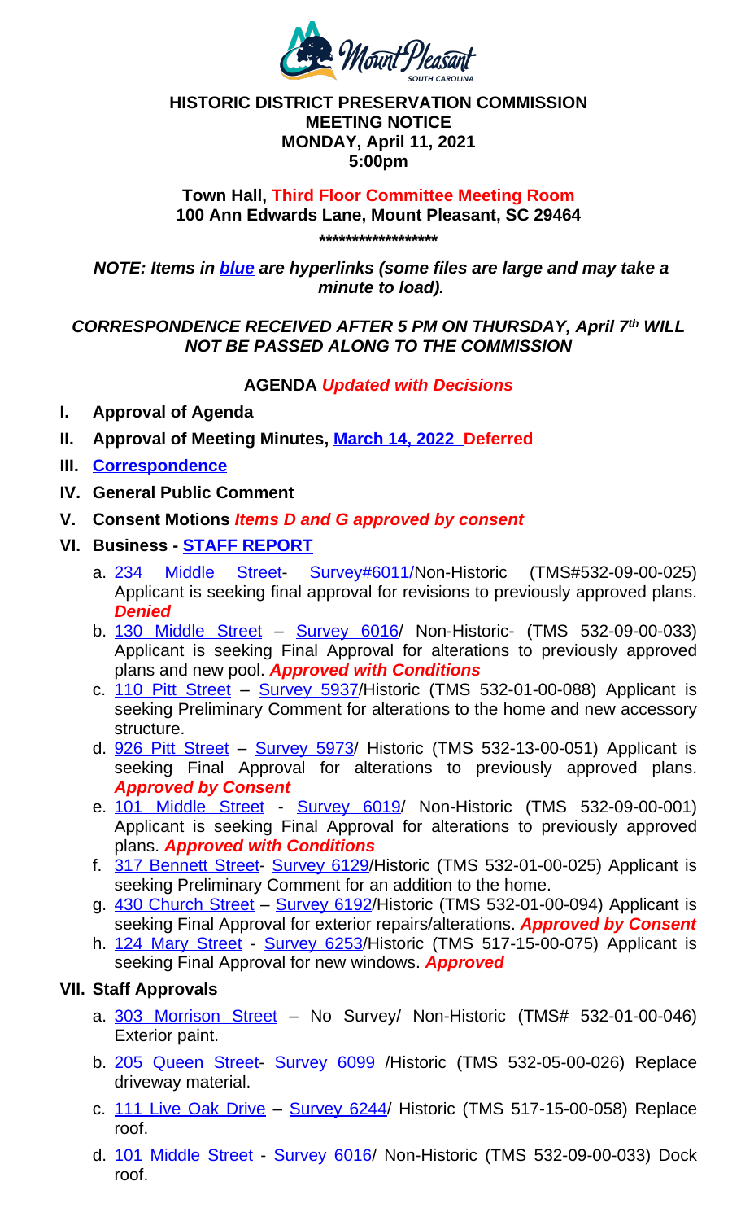**HISTORIC DISTRICT PRESERVATION COMMISSION**
**MEETING NOTICE**
**MONDAY, April 11, 2021**
**5:00pm**

**Town Hall, Third Floor Committee Meeting Room**
**100 Ann Edwards Lane, Mount Pleasant, SC 29464**

**\*\*\*\*\*\*\*\*\*\*\*\*\*\*\*\*\*\***

***NOTE: Items in blue are hyperlinks (some files are large and may take a minute to load).***

***CORRESPONDENCE RECEIVED AFTER 5 PM ON THURSDAY, April 7th WILL NOT BE PASSED ALONG TO THE COMMISSION***

**AGENDA *Updated with Decisions***

**I. Approval of Agenda**

**II. Approval of Meeting Minutes, March 14, 2022 Deferred**

**III. Correspondence**

**IV. General Public Comment**

**V. Consent Motions *Items D and G approved by consent***

**VI. Business - STAFF REPORT**

a. 234 Middle Street- Survey#6011/Non-Historic (TMS#532-09-00-025) Applicant is seeking final approval for revisions to previously approved plans. ***Denied***

b. 130 Middle Street – Survey 6016/ Non-Historic- (TMS 532-09-00-033) Applicant is seeking Final Approval for alterations to previously approved plans and new pool. ***Approved with Conditions***

c. 110 Pitt Street – Survey 5937/Historic (TMS 532-01-00-088) Applicant is seeking Preliminary Comment for alterations to the home and new accessory structure.

d. 926 Pitt Street – Survey 5973/ Historic (TMS 532-13-00-051) Applicant is seeking Final Approval for alterations to previously approved plans. ***Approved by Consent***

e. 101 Middle Street - Survey 6019/ Non-Historic (TMS 532-09-00-001) Applicant is seeking Final Approval for alterations to previously approved plans. ***Approved with Conditions***

f. 317 Bennett Street- Survey 6129/Historic (TMS 532-01-00-025) Applicant is seeking Preliminary Comment for an addition to the home.

g. 430 Church Street – Survey 6192/Historic (TMS 532-01-00-094) Applicant is seeking Final Approval for exterior repairs/alterations. ***Approved by Consent***

h. 124 Mary Street - Survey 6253/Historic (TMS 517-15-00-075) Applicant is seeking Final Approval for new windows. ***Approved***

**VII. Staff Approvals**

a. 303 Morrison Street – No Survey/ Non-Historic (TMS# 532-01-00-046) Exterior paint.

b. 205 Queen Street- Survey 6099 /Historic (TMS 532-05-00-026) Replace driveway material.

c. 111 Live Oak Drive – Survey 6244/ Historic (TMS 517-15-00-058) Replace roof.

d. 101 Middle Street - Survey 6016/ Non-Historic (TMS 532-09-00-033) Dock roof.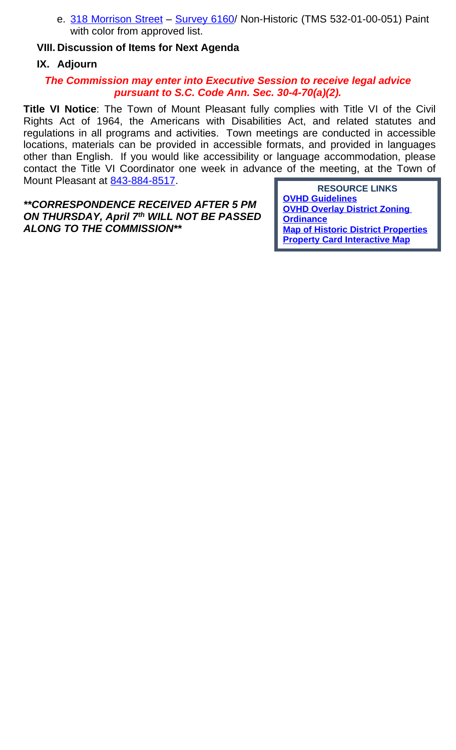e. 318 Morrison Street – Survey 6160/ Non-Historic (TMS 532-01-00-051) Paint with color from approved list.

**VIII. Discussion of Items for Next Agenda**

**IX. Adjourn**

***The Commission may enter into Executive Session to receive legal advice pursuant to S.C. Code Ann. Sec. 30-4-70(a)(2).***

**Title VI Notice**: The Town of Mount Pleasant fully complies with Title VI of the Civil Rights Act of 1964, the Americans with Disabilities Act, and related statutes and regulations in all programs and activities. Town meetings are conducted in accessible locations, materials can be provided in accessible formats, and provided in languages other than English. If you would like accessibility or language accommodation, please contact the Title VI Coordinator one week in advance of the meeting, at the Town of Mount Pleasant at 843-884-8517.

***\*\*CORRESPONDENCE RECEIVED AFTER 5 PM ON THURSDAY, April 7th WILL NOT BE PASSED ALONG TO THE COMMISSION\*\****

**RESOURCE LINKS**

**OVHD Guidelines**
**OVHD Overlay District Zoning Ordinance**
**Map of Historic District Properties**
**Property Card Interactive Map**